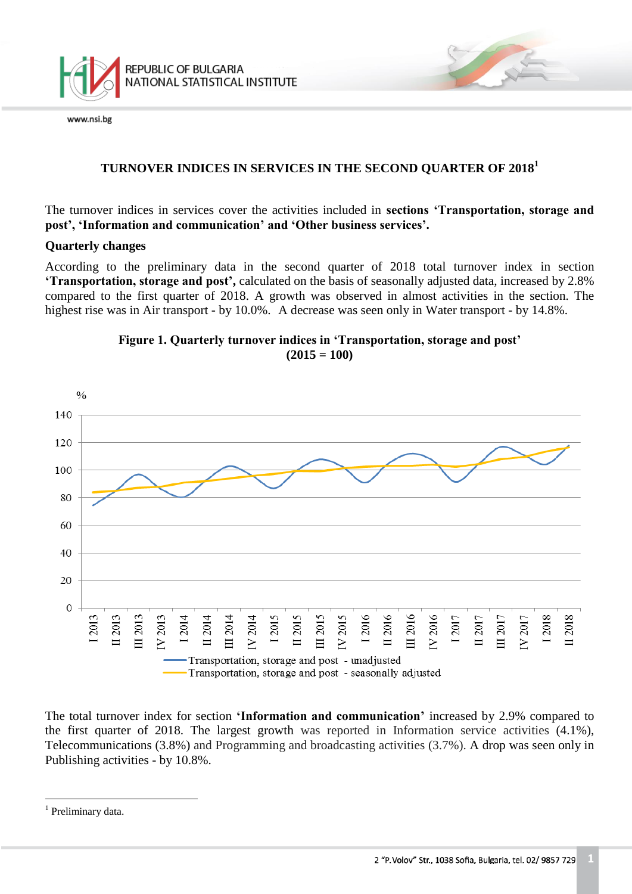REPUBLIC OF BULGARIA
NATIONAL STATISTICAL INSTITUTE

www.nsi.bg

# TURNOVER INDICES IN SERVICES IN THE SECOND QUARTER OF 2018[1]

The turnover indices in services cover the activities included in **sections 'Transportation, storage and post', 'Information and communication' and 'Other business services'.**

## Quarterly changes

According to the preliminary data in the second quarter of 2018 total turnover index in section **'Transportation, storage and post',** calculated on the basis of seasonally adjusted data, increased by 2.8% compared to the first quarter of 2018. A growth was observed in almost activities in the section. The highest rise was in Air transport - by 10.0%. A decrease was seen only in Water transport - by 14.8%.

**Figure 1. Quarterly turnover indices in 'Transportation, storage and post' (2015 = 100)**

%

140
120
100
80
60
40
20
0

I 2013, II 2013, III 2013, IV 2013, I 2014, II 2014, III 2014, IV 2014, I 2015, II 2015, III 2015, IV 2015, I 2016, II 2016, III 2016, IV 2016, I 2017, II 2017, III 2017, IV 2017, I 2018, II 2018

Transportation, storage and post - unadjusted
Transportation, storage and post - seasonally adjusted

The total turnover index for section **'Information and communication'** increased by 2.9% compared to the first quarter of 2018. The largest growth was reported in Information service activities (4.1%), Telecommunications (3.8%) and Programming and broadcasting activities (3.7%). A drop was seen only in Publishing activities - by 10.8%.

---

[1] Preliminary data.

2 "P.Volov" Str., 1038 Sofia, Bulgaria, tel. 02/ 9857 729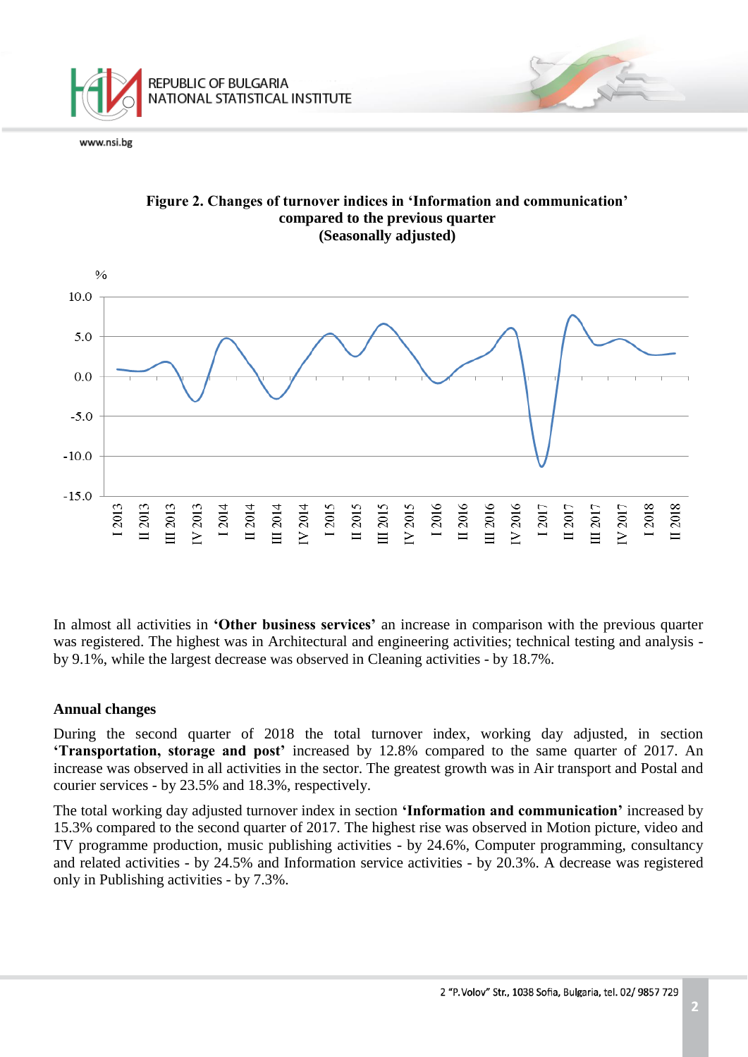**Figure 2. Changes of turnover indices in 'Information and communication' compared to the previous quarter (Seasonally adjusted)**

%

10.0
5.0
0.0
-5.0
-10.0
-15.0

I 2013
II 2013
III 2013
IV 2013
I 2014
II 2014
III 2014
IV 2014
I 2015
II 2015
III 2015
IV 2015
I 2016
II 2016
III 2016
IV 2016
I 2017
II 2017
III 2017
IV 2017
I 2018
II 2018

In almost all activities in **'Other business services'** an increase in comparison with the previous quarter was registered. The highest was in Architectural and engineering activities; technical testing and analysis - by 9.1%, while the largest decrease was observed in Cleaning activities - by 18.7%.

## Annual changes

During the second quarter of 2018 the total turnover index, working day adjusted, in section **'Transportation, storage and post'** increased by 12.8% compared to the same quarter of 2017. An increase was observed in all activities in the sector. The greatest growth was in Air transport and Postal and courier services - by 23.5% and 18.3%, respectively.

The total working day adjusted turnover index in section **'Information and communication'** increased by 15.3% compared to the second quarter of 2017. The highest rise was observed in Motion picture, video and TV programme production, music publishing activities - by 24.6%, Computer programming, consultancy and related activities - by 24.5% and Information service activities - by 20.3%. A decrease was registered only in Publishing activities - by 7.3%.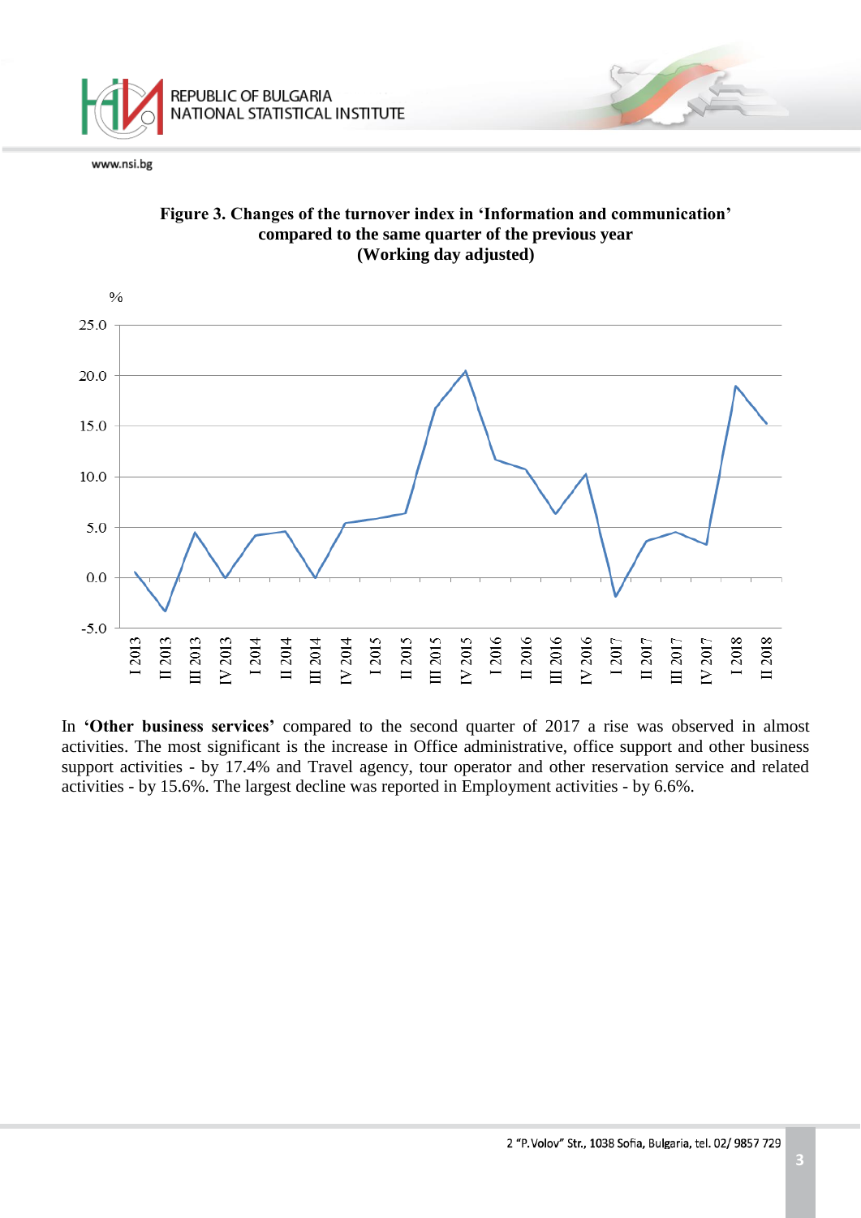**Figure 3. Changes of the turnover index in 'Information and communication' compared to the same quarter of the previous year (Working day adjusted)**

%

25.0
20.0
15.0
10.0
5.0
0.0
-5.0

I 2013, II 2013, III 2013, IV 2013, I 2014, II 2014, III 2014, IV 2014, I 2015, II 2015, III 2015, IV 2015, I 2016, II 2016, III 2016, IV 2016, I 2017, II 2017, III 2017, IV 2017, I 2018, II 2018

In **'Other business services'** compared to the second quarter of 2017 a rise was observed in almost activities. The most significant is the increase in Office administrative, office support and other business support activities - by 17.4% and Travel agency, tour operator and other reservation service and related activities - by 15.6%. The largest decline was reported in Employment activities - by 6.6%.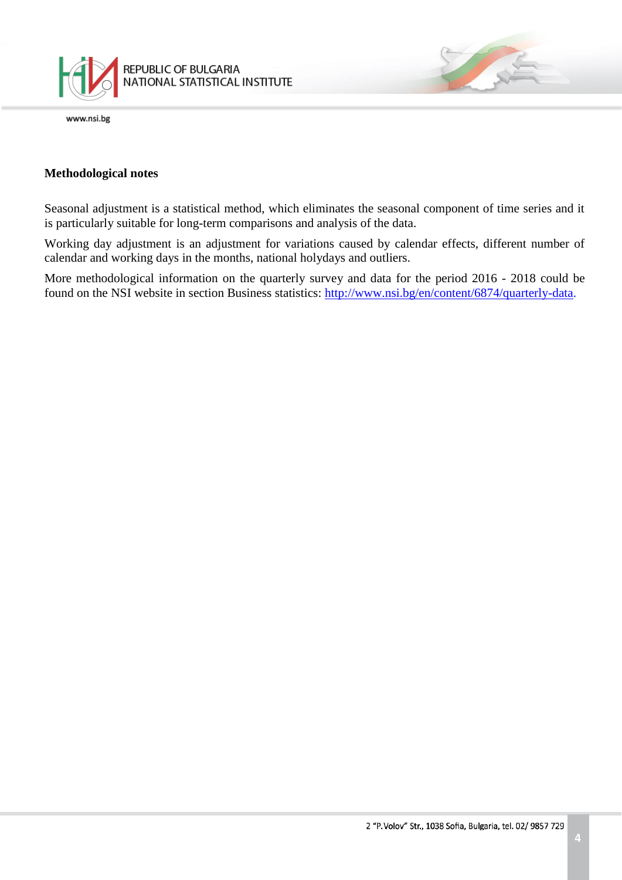**Methodological notes**

Seasonal adjustment is a statistical method, which eliminates the seasonal component of time series and it is particularly suitable for long-term comparisons and analysis of the data.

Working day adjustment is an adjustment for variations caused by calendar effects, different number of calendar and working days in the months, national holydays and outliers.

More methodological information on the quarterly survey and data for the period 2016 - 2018 could be found on the NSI website in section Business statistics: [http://www.nsi.bg/en/content/6874/quarterly-data](http://www.nsi.bg/en/content/6874/quarterly-data).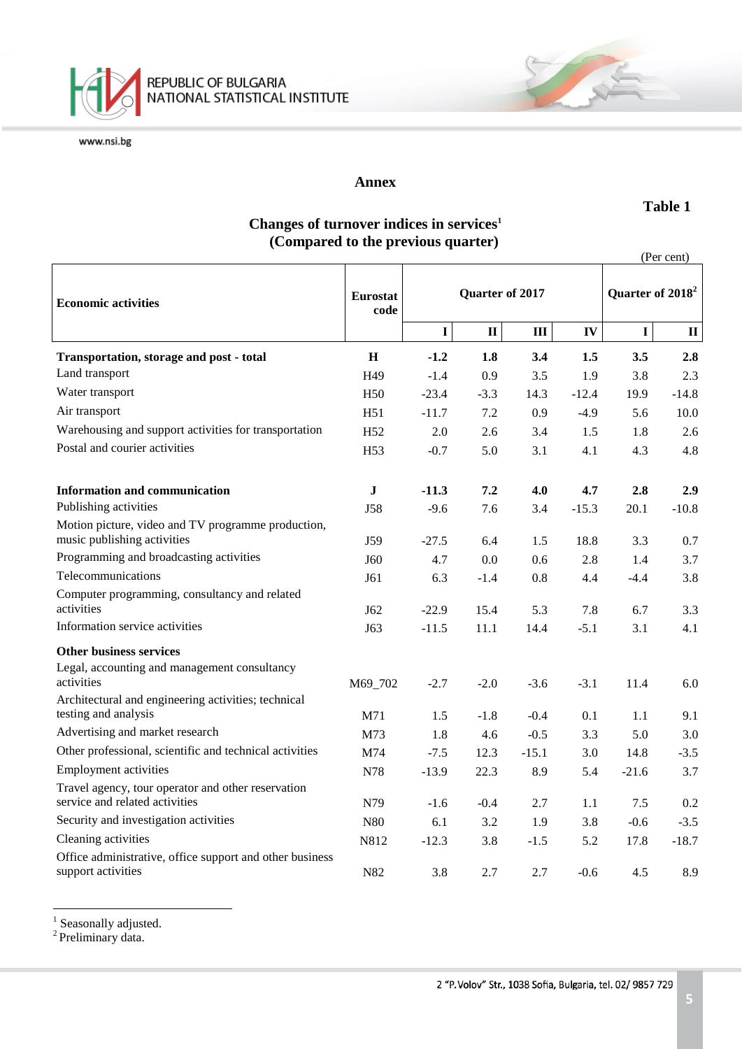## Annex

**Table 1**

### Changes of turnover indices in services[1] (Compared to the previous quarter)

(Per cent)

| Economic activities | Eurostat code | Quarter of 2017 | | | | Quarter of 2018[2] | |
|---|---|---|---|---|---|---|---|
| | | I | II | III | IV | I | II |
| **Transportation, storage and post - total** | **H** | **-1.2** | **1.8** | **3.4** | **1.5** | **3.5** | **2.8** |
| Land transport | H49 | -1.4 | 0.9 | 3.5 | 1.9 | 3.8 | 2.3 |
| Water transport | H50 | -23.4 | -3.3 | 14.3 | -12.4 | 19.9 | -14.8 |
| Air transport | H51 | -11.7 | 7.2 | 0.9 | -4.9 | 5.6 | 10.0 |
| Warehousing and support activities for transportation | H52 | 2.0 | 2.6 | 3.4 | 1.5 | 1.8 | 2.6 |
| Postal and courier activities | H53 | -0.7 | 5.0 | 3.1 | 4.1 | 4.3 | 4.8 |
| **Information and communication** | **J** | **-11.3** | **7.2** | **4.0** | **4.7** | **2.8** | **2.9** |
| Publishing activities | J58 | -9.6 | 7.6 | 3.4 | -15.3 | 20.1 | -10.8 |
| Motion picture, video and TV programme production, music publishing activities | J59 | -27.5 | 6.4 | 1.5 | 18.8 | 3.3 | 0.7 |
| Programming and broadcasting activities | J60 | 4.7 | 0.0 | 0.6 | 2.8 | 1.4 | 3.7 |
| Telecommunications | J61 | 6.3 | -1.4 | 0.8 | 4.4 | -4.4 | 3.8 |
| Computer programming, consultancy and related activities | J62 | -22.9 | 15.4 | 5.3 | 7.8 | 6.7 | 3.3 |
| Information service activities | J63 | -11.5 | 11.1 | 14.4 | -5.1 | 3.1 | 4.1 |
| **Other business services** | | | | | | | |
| Legal, accounting and management consultancy activities | M69_702 | -2.7 | -2.0 | -3.6 | -3.1 | 11.4 | 6.0 |
| Architectural and engineering activities; technical testing and analysis | M71 | 1.5 | -1.8 | -0.4 | 0.1 | 1.1 | 9.1 |
| Advertising and market research | M73 | 1.8 | 4.6 | -0.5 | 3.3 | 5.0 | 3.0 |
| Other professional, scientific and technical activities | M74 | -7.5 | 12.3 | -15.1 | 3.0 | 14.8 | -3.5 |
| Employment activities | N78 | -13.9 | 22.3 | 8.9 | 5.4 | -21.6 | 3.7 |
| Travel agency, tour operator and other reservation service and related activities | N79 | -1.6 | -0.4 | 2.7 | 1.1 | 7.5 | 0.2 |
| Security and investigation activities | N80 | 6.1 | 3.2 | 1.9 | 3.8 | -0.6 | -3.5 |
| Cleaning activities | N812 | -12.3 | 3.8 | -1.5 | 5.2 | 17.8 | -18.7 |
| Office administrative, office support and other business support activities | N82 | 3.8 | 2.7 | 2.7 | -0.6 | 4.5 | 8.9 |

[1] Seasonally adjusted.
[2] Preliminary data.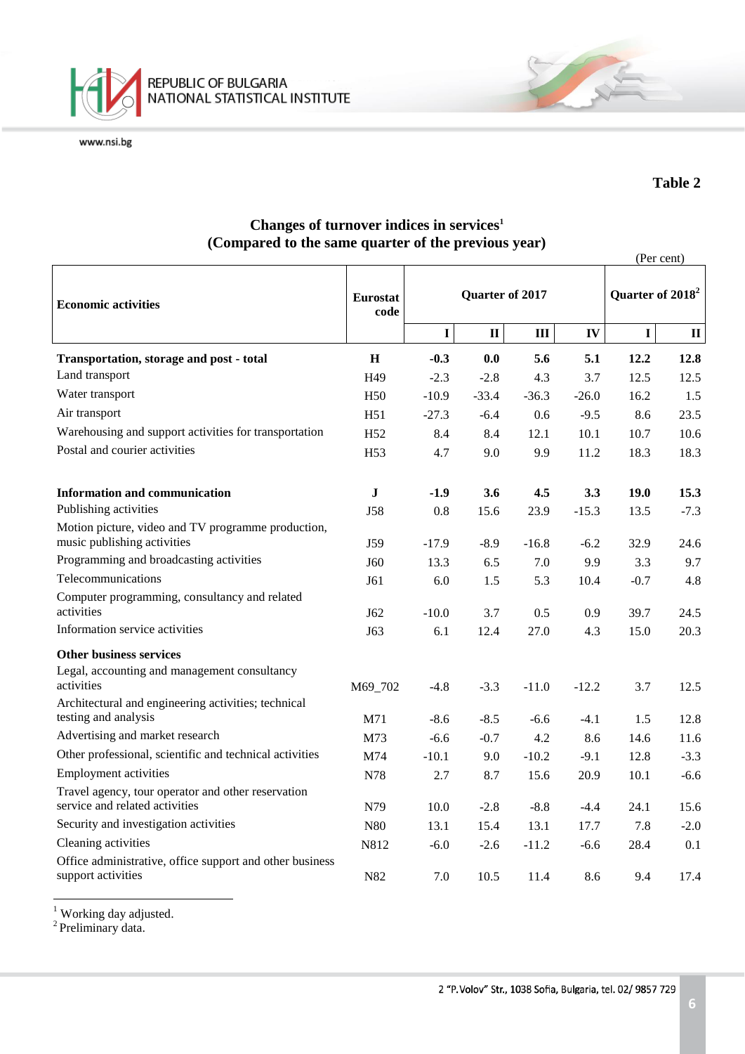**Table 2**

## Changes of turnover indices in services[1]
## (Compared to the same quarter of the previous year)

(Per cent)

| Economic activities | Eurostat code | Quarter of 2017 | | | | Quarter of 2018[2] | |
|---|---|---|---|---|---|---|---|
| | | I | II | III | IV | I | II |
| **Transportation, storage and post - total** | **H** | **-0.3** | **0.0** | **5.6** | **5.1** | **12.2** | **12.8** |
| Land transport | H49 | -2.3 | -2.8 | 4.3 | 3.7 | 12.5 | 12.5 |
| Water transport | H50 | -10.9 | -33.4 | -36.3 | -26.0 | 16.2 | 1.5 |
| Air transport | H51 | -27.3 | -6.4 | 0.6 | -9.5 | 8.6 | 23.5 |
| Warehousing and support activities for transportation | H52 | 8.4 | 8.4 | 12.1 | 10.1 | 10.7 | 10.6 |
| Postal and courier activities | H53 | 4.7 | 9.0 | 9.9 | 11.2 | 18.3 | 18.3 |
| **Information and communication** | **J** | **-1.9** | **3.6** | **4.5** | **3.3** | **19.0** | **15.3** |
| Publishing activities | J58 | 0.8 | 15.6 | 23.9 | -15.3 | 13.5 | -7.3 |
| Motion picture, video and TV programme production, music publishing activities | J59 | -17.9 | -8.9 | -16.8 | -6.2 | 32.9 | 24.6 |
| Programming and broadcasting activities | J60 | 13.3 | 6.5 | 7.0 | 9.9 | 3.3 | 9.7 |
| Telecommunications | J61 | 6.0 | 1.5 | 5.3 | 10.4 | -0.7 | 4.8 |
| Computer programming, consultancy and related activities | J62 | -10.0 | 3.7 | 0.5 | 0.9 | 39.7 | 24.5 |
| Information service activities | J63 | 6.1 | 12.4 | 27.0 | 4.3 | 15.0 | 20.3 |
| **Other business services** | | | | | | | |
| Legal, accounting and management consultancy activities | M69_702 | -4.8 | -3.3 | -11.0 | -12.2 | 3.7 | 12.5 |
| Architectural and engineering activities; technical testing and analysis | M71 | -8.6 | -8.5 | -6.6 | -4.1 | 1.5 | 12.8 |
| Advertising and market research | M73 | -6.6 | -0.7 | 4.2 | 8.6 | 14.6 | 11.6 |
| Other professional, scientific and technical activities | M74 | -10.1 | 9.0 | -10.2 | -9.1 | 12.8 | -3.3 |
| Employment activities | N78 | 2.7 | 8.7 | 15.6 | 20.9 | 10.1 | -6.6 |
| Travel agency, tour operator and other reservation service and related activities | N79 | 10.0 | -2.8 | -8.8 | -4.4 | 24.1 | 15.6 |
| Security and investigation activities | N80 | 13.1 | 15.4 | 13.1 | 17.7 | 7.8 | -2.0 |
| Cleaning activities | N812 | -6.0 | -2.6 | -11.2 | -6.6 | 28.4 | 0.1 |
| Office administrative, office support and other business support activities | N82 | 7.0 | 10.5 | 11.4 | 8.6 | 9.4 | 17.4 |

[1] Working day adjusted.
[2] Preliminary data.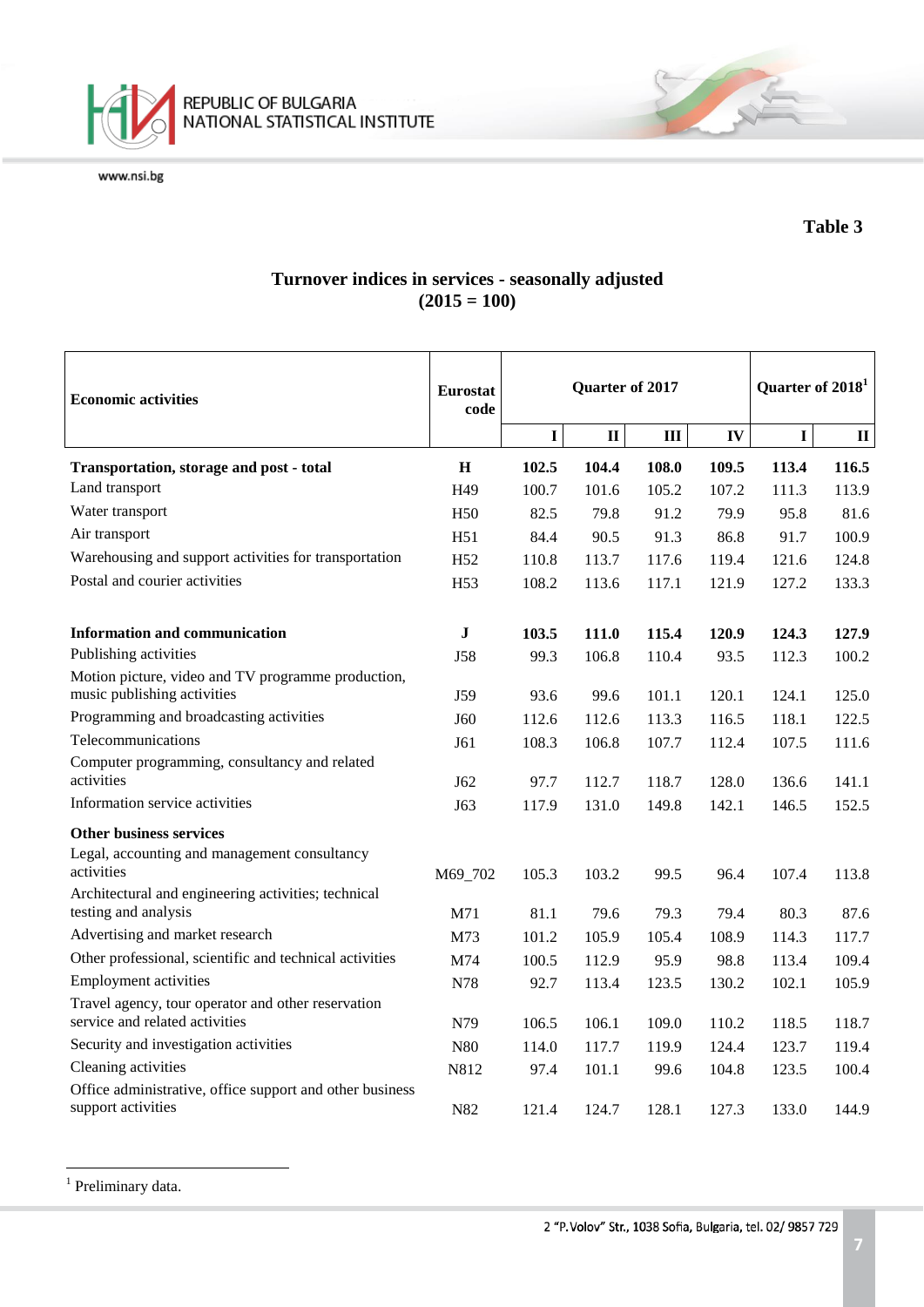**Table 3**

## Turnover indices in services - seasonally adjusted
## (2015 = 100)

| Economic activities | Eurostat code | Quarter of 2017 | | | | Quarter of 2018[1] | |
|---|---|---|---|---|---|---|---|
| | | I | II | III | IV | I | II |
| **Transportation, storage and post - total** | **H** | **102.5** | **104.4** | **108.0** | **109.5** | **113.4** | **116.5** |
| Land transport | H49 | 100.7 | 101.6 | 105.2 | 107.2 | 111.3 | 113.9 |
| Water transport | H50 | 82.5 | 79.8 | 91.2 | 79.9 | 95.8 | 81.6 |
| Air transport | H51 | 84.4 | 90.5 | 91.3 | 86.8 | 91.7 | 100.9 |
| Warehousing and support activities for transportation | H52 | 110.8 | 113.7 | 117.6 | 119.4 | 121.6 | 124.8 |
| Postal and courier activities | H53 | 108.2 | 113.6 | 117.1 | 121.9 | 127.2 | 133.3 |
| **Information and communication** | **J** | **103.5** | **111.0** | **115.4** | **120.9** | **124.3** | **127.9** |
| Publishing activities | J58 | 99.3 | 106.8 | 110.4 | 93.5 | 112.3 | 100.2 |
| Motion picture, video and TV programme production, music publishing activities | J59 | 93.6 | 99.6 | 101.1 | 120.1 | 124.1 | 125.0 |
| Programming and broadcasting activities | J60 | 112.6 | 112.6 | 113.3 | 116.5 | 118.1 | 122.5 |
| Telecommunications | J61 | 108.3 | 106.8 | 107.7 | 112.4 | 107.5 | 111.6 |
| Computer programming, consultancy and related activities | J62 | 97.7 | 112.7 | 118.7 | 128.0 | 136.6 | 141.1 |
| Information service activities | J63 | 117.9 | 131.0 | 149.8 | 142.1 | 146.5 | 152.5 |
| **Other business services** | | | | | | | |
| Legal, accounting and management consultancy activities | M69_702 | 105.3 | 103.2 | 99.5 | 96.4 | 107.4 | 113.8 |
| Architectural and engineering activities; technical testing and analysis | M71 | 81.1 | 79.6 | 79.3 | 79.4 | 80.3 | 87.6 |
| Advertising and market research | M73 | 101.2 | 105.9 | 105.4 | 108.9 | 114.3 | 117.7 |
| Other professional, scientific and technical activities | M74 | 100.5 | 112.9 | 95.9 | 98.8 | 113.4 | 109.4 |
| Employment activities | N78 | 92.7 | 113.4 | 123.5 | 130.2 | 102.1 | 105.9 |
| Travel agency, tour operator and other reservation service and related activities | N79 | 106.5 | 106.1 | 109.0 | 110.2 | 118.5 | 118.7 |
| Security and investigation activities | N80 | 114.0 | 117.7 | 119.9 | 124.4 | 123.7 | 119.4 |
| Cleaning activities | N812 | 97.4 | 101.1 | 99.6 | 104.8 | 123.5 | 100.4 |
| Office administrative, office support and other business support activities | N82 | 121.4 | 124.7 | 128.1 | 127.3 | 133.0 | 144.9 |

[1] Preliminary data.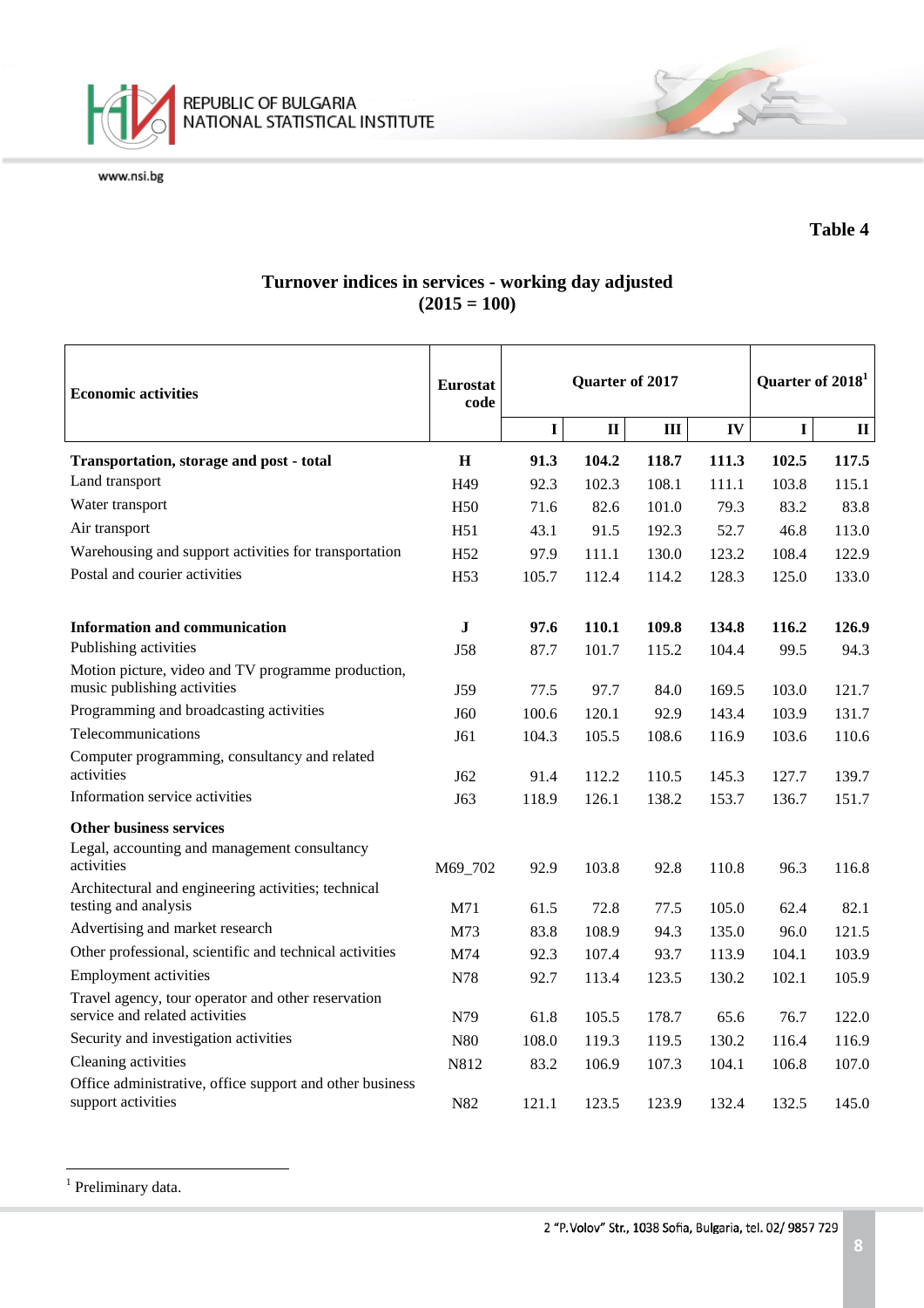Table 4

## Turnover indices in services - working day adjusted (2015 = 100)

| Economic activities | Eurostat code | Quarter of 2017 | | | | Quarter of 2018[1] | |
|---|---|---|---|---|---|---|---|
| | | I | II | III | IV | I | II |
| **Transportation, storage and post - total** | **H** | **91.3** | **104.2** | **118.7** | **111.3** | **102.5** | **117.5** |
| Land transport | H49 | 92.3 | 102.3 | 108.1 | 111.1 | 103.8 | 115.1 |
| Water transport | H50 | 71.6 | 82.6 | 101.0 | 79.3 | 83.2 | 83.8 |
| Air transport | H51 | 43.1 | 91.5 | 192.3 | 52.7 | 46.8 | 113.0 |
| Warehousing and support activities for transportation | H52 | 97.9 | 111.1 | 130.0 | 123.2 | 108.4 | 122.9 |
| Postal and courier activities | H53 | 105.7 | 112.4 | 114.2 | 128.3 | 125.0 | 133.0 |
| **Information and communication** | **J** | **97.6** | **110.1** | **109.8** | **134.8** | **116.2** | **126.9** |
| Publishing activities | J58 | 87.7 | 101.7 | 115.2 | 104.4 | 99.5 | 94.3 |
| Motion picture, video and TV programme production, music publishing activities | J59 | 77.5 | 97.7 | 84.0 | 169.5 | 103.0 | 121.7 |
| Programming and broadcasting activities | J60 | 100.6 | 120.1 | 92.9 | 143.4 | 103.9 | 131.7 |
| Telecommunications | J61 | 104.3 | 105.5 | 108.6 | 116.9 | 103.6 | 110.6 |
| Computer programming, consultancy and related activities | J62 | 91.4 | 112.2 | 110.5 | 145.3 | 127.7 | 139.7 |
| Information service activities | J63 | 118.9 | 126.1 | 138.2 | 153.7 | 136.7 | 151.7 |
| **Other business services** | | | | | | | |
| Legal, accounting and management consultancy activities | M69_702 | 92.9 | 103.8 | 92.8 | 110.8 | 96.3 | 116.8 |
| Architectural and engineering activities; technical testing and analysis | M71 | 61.5 | 72.8 | 77.5 | 105.0 | 62.4 | 82.1 |
| Advertising and market research | M73 | 83.8 | 108.9 | 94.3 | 135.0 | 96.0 | 121.5 |
| Other professional, scientific and technical activities | M74 | 92.3 | 107.4 | 93.7 | 113.9 | 104.1 | 103.9 |
| Employment activities | N78 | 92.7 | 113.4 | 123.5 | 130.2 | 102.1 | 105.9 |
| Travel agency, tour operator and other reservation service and related activities | N79 | 61.8 | 105.5 | 178.7 | 65.6 | 76.7 | 122.0 |
| Security and investigation activities | N80 | 108.0 | 119.3 | 119.5 | 130.2 | 116.4 | 116.9 |
| Cleaning activities | N812 | 83.2 | 106.9 | 107.3 | 104.1 | 106.8 | 107.0 |
| Office administrative, office support and other business support activities | N82 | 121.1 | 123.5 | 123.9 | 132.4 | 132.5 | 145.0 |

[1] Preliminary data.